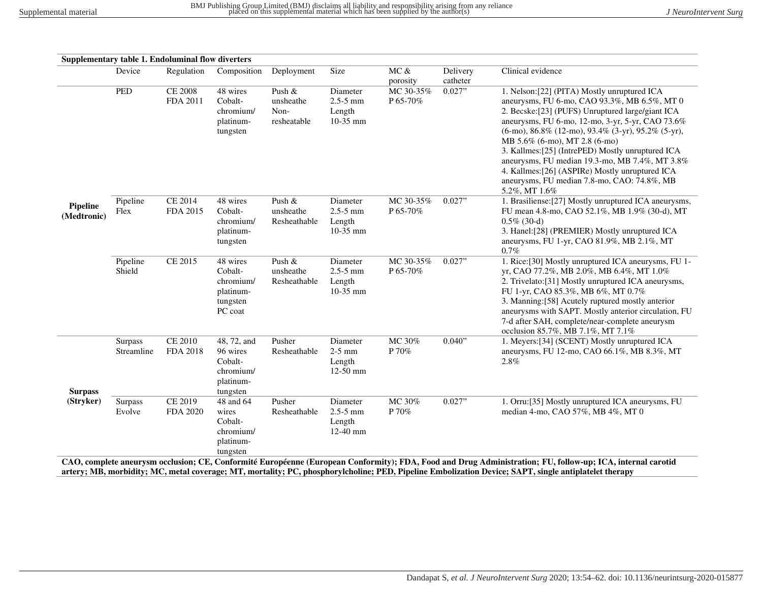**Supplementary table 1. Endoluminal flow diverters**

| | Device | Regulation | Composition | Deployment | Size | MC & porosity | Delivery catheter | Clinical evidence |
|---|---|---|---|---|---|---|---|---|
| **Pipeline (Medtronic)** | PED | CE 2008 FDA 2011 | 48 wires Cobalt-chromium/ platinum-tungsten | Push & unsheathe Non-resheatable | Diameter 2.5-5 mm Length 10-35 mm | MC 30-35% P 65-70% | 0.027" | 1. Nelson:[22] (PITA) Mostly unruptured ICA aneurysms, FU 6-mo, CAO 93.3%, MB 6.5%, MT 0 2. Becske:[23] (PUFS) Unruptured large/giant ICA aneurysms, FU 6-mo, 12-mo, 3-yr, 5-yr, CAO 73.6% (6-mo), 86.8% (12-mo), 93.4% (3-yr), 95.2% (5-yr), MB 5.6% (6-mo), MT 2.8 (6-mo) 3. Kallmes:[25] (IntrePED) Mostly unruptured ICA aneurysms, FU median 19.3-mo, MB 7.4%, MT 3.8% 4. Kallmes:[26] (ASPIRe) Mostly unruptured ICA aneurysms, FU median 7.8-mo, CAO: 74.8%, MB 5.2%, MT 1.6% |
| | Pipeline Flex | CE 2014 FDA 2015 | 48 wires Cobalt-chromium/ platinum-tungsten | Push & unsheathe Resheathable | Diameter 2.5-5 mm Length 10-35 mm | MC 30-35% P 65-70% | 0.027" | 1. Brasiliense:[27] Mostly unruptured ICA aneurysms, FU mean 4.8-mo, CAO 52.1%, MB 1.9% (30-d), MT 0.5% (30-d) 3. Hanel:[28] (PREMIER) Mostly unruptured ICA aneurysms, FU 1-yr, CAO 81.9%, MB 2.1%, MT 0.7% |
| | Pipeline Shield | CE 2015 | 48 wires Cobalt-chromium/ platinum-tungsten PC coat | Push & unsheathe Resheathable | Diameter 2.5-5 mm Length 10-35 mm | MC 30-35% P 65-70% | 0.027" | 1. Rice:[30] Mostly unruptured ICA aneurysms, FU 1-yr, CAO 77.2%, MB 2.0%, MB 6.4%, MT 1.0% 2. Trivelato:[31] Mostly unruptured ICA aneurysms, FU 1-yr, CAO 85.3%, MB 6%, MT 0.7% 3. Manning:[58] Acutely ruptured mostly anterior aneurysms with SAPT. Mostly anterior circulation, FU 7-d after SAH, complete/near-complete aneurysm occlusion 85.7%, MB 7.1%, MT 7.1% |
| **Surpass (Stryker)** | Surpass Streamline | CE 2010 FDA 2018 | 48, 72, and 96 wires Cobalt-chromium/ platinum-tungsten | Pusher Resheathable | Diameter 2-5 mm Length 12-50 mm | MC 30% P 70% | 0.040" | 1. Meyers:[34] (SCENT) Mostly unruptured ICA aneurysms, FU 12-mo, CAO 66.1%, MB 8.3%, MT 2.8% |
| | Surpass Evolve | CE 2019 FDA 2020 | 48 and 64 wires Cobalt-chromium/ platinum-tungsten | Pusher Resheathable | Diameter 2.5-5 mm Length 12-40 mm | MC 30% P 70% | 0.027" | 1. Orru:[35] Mostly unruptured ICA aneurysms, FU median 4-mo, CAO 57%, MB 4%, MT 0 |

**CAO, complete aneurysm occlusion; CE, Conformité Européenne (European Conformity); FDA, Food and Drug Administration; FU, follow-up; ICA, internal carotid artery; MB, morbidity; MC, metal coverage; MT, mortality; PC, phosphorylcholine; PED, Pipeline Embolization Device; SAPT, single antiplatelet therapy**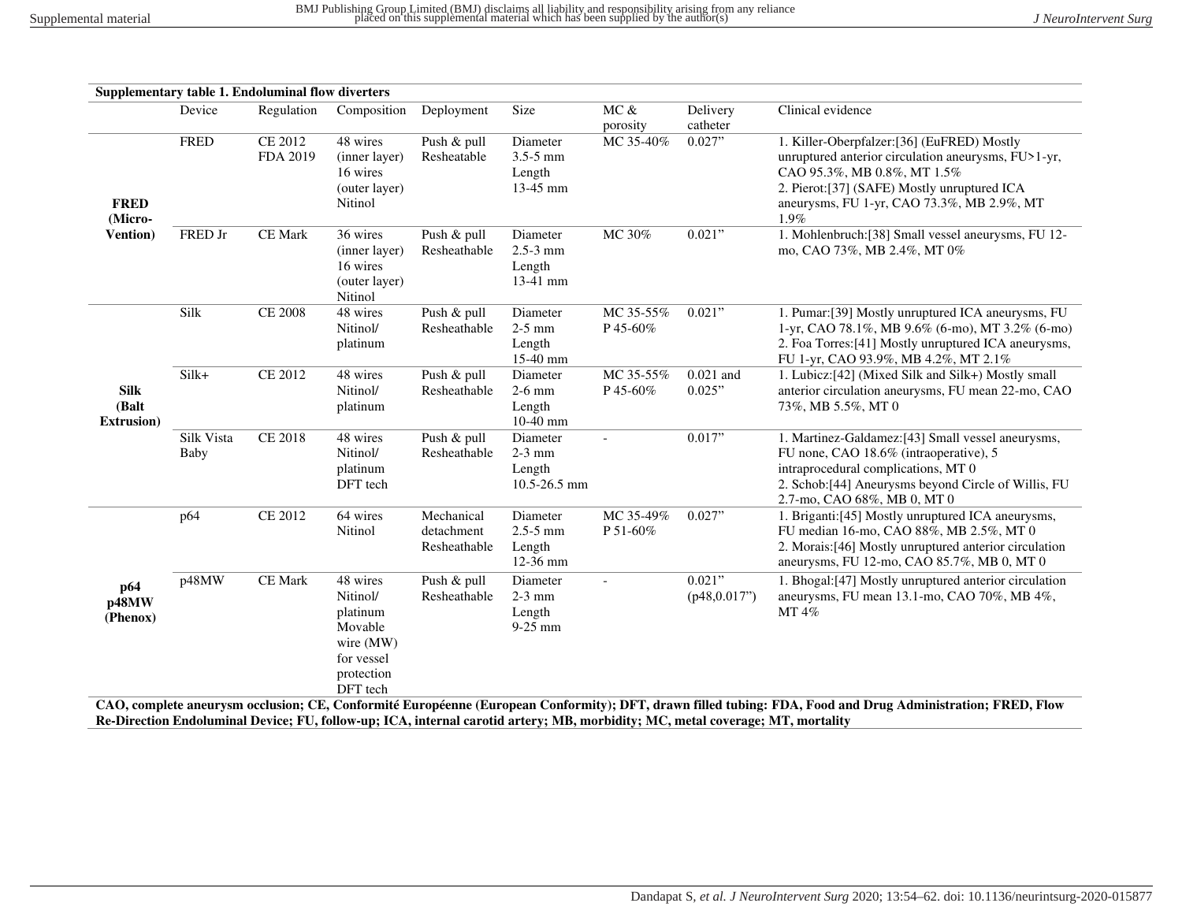**Supplementary table 1. Endoluminal flow diverters**

| | Device | Regulation | Composition | Deployment | Size | MC & porosity | Delivery catheter | Clinical evidence |
|---|---|---|---|---|---|---|---|---|
| **FRED (Micro-Vention)** | FRED | CE 2012 FDA 2019 | 48 wires (inner layer) 16 wires (outer layer) Nitinol | Push & pull Resheatable | Diameter 3.5-5 mm Length 13-45 mm | MC 35-40% | 0.027" | 1. Killer-Oberpfalzer:[36] (EuFRED) Mostly unruptured anterior circulation aneurysms, FU>1-yr, CAO 95.3%, MB 0.8%, MT 1.5% 2. Pierot:[37] (SAFE) Mostly unruptured ICA aneurysms, FU 1-yr, CAO 73.3%, MB 2.9%, MT 1.9% |
| | FRED Jr | CE Mark | 36 wires (inner layer) 16 wires (outer layer) Nitinol | Push & pull Resheathable | Diameter 2.5-3 mm Length 13-41 mm | MC 30% | 0.021" | 1. Mohlenbruch:[38] Small vessel aneurysms, FU 12-mo, CAO 73%, MB 2.4%, MT 0% |
| **Silk (Balt Extrusion)** | Silk | CE 2008 | 48 wires Nitinol/ platinum | Push & pull Resheathable | Diameter 2-5 mm Length 15-40 mm | MC 35-55% P 45-60% | 0.021" | 1. Pumar:[39] Mostly unruptured ICA aneurysms, FU 1-yr, CAO 78.1%, MB 9.6% (6-mo), MT 3.2% (6-mo) 2. Foa Torres:[41] Mostly unruptured ICA aneurysms, FU 1-yr, CAO 93.9%, MB 4.2%, MT 2.1% |
| | Silk+ | CE 2012 | 48 wires Nitinol/ platinum | Push & pull Resheathable | Diameter 2-6 mm Length 10-40 mm | MC 35-55% P 45-60% | 0.021 and 0.025" | 1. Lubicz:[42] (Mixed Silk and Silk+) Mostly small anterior circulation aneurysms, FU mean 22-mo, CAO 73%, MB 5.5%, MT 0 |
| | Silk Vista Baby | CE 2018 | 48 wires Nitinol/ platinum DFT tech | Push & pull Resheathable | Diameter 2-3 mm Length 10.5-26.5 mm | - | 0.017" | 1. Martinez-Galdamez:[43] Small vessel aneurysms, FU none, CAO 18.6% (intraoperative), 5 intraprocedural complications, MT 0 2. Schob:[44] Aneurysms beyond Circle of Willis, FU 2.7-mo, CAO 68%, MB 0, MT 0 |
| **p64 p48MW (Phenox)** | p64 | CE 2012 | 64 wires Nitinol | Mechanical detachment Resheathable | Diameter 2.5-5 mm Length 12-36 mm | MC 35-49% P 51-60% | 0.027" | 1. Briganti:[45] Mostly unruptured ICA aneurysms, FU median 16-mo, CAO 88%, MB 2.5%, MT 0 2. Morais:[46] Mostly unruptured anterior circulation aneurysms, FU 12-mo, CAO 85.7%, MB 0, MT 0 |
| | p48MW | CE Mark | 48 wires Nitinol/ platinum Movable wire (MW) for vessel protection DFT tech | Push & pull Resheathable | Diameter 2-3 mm Length 9-25 mm | - | 0.021" (p48,0.017") | 1. Bhogal:[47] Mostly unruptured anterior circulation aneurysms, FU mean 13.1-mo, CAO 70%, MB 4%, MT 4% |

**CAO, complete aneurysm occlusion; CE, Conformité Européenne (European Conformity); DFT, drawn filled tubing: FDA, Food and Drug Administration; FRED, Flow Re-Direction Endoluminal Device; FU, follow-up; ICA, internal carotid artery; MB, morbidity; MC, metal coverage; MT, mortality**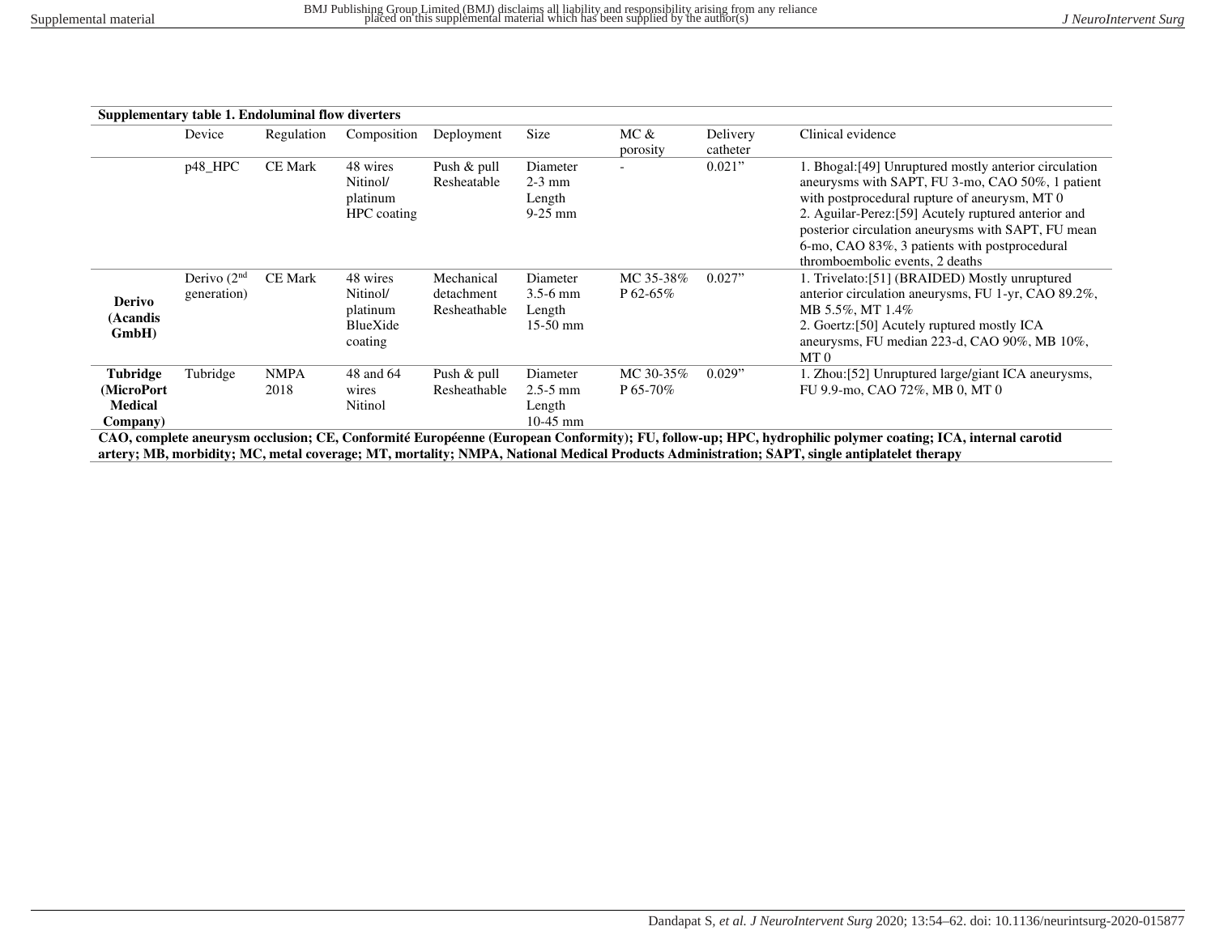**Supplementary table 1. Endoluminal flow diverters**

| | Device | Regulation | Composition | Deployment | Size | MC & porosity | Delivery catheter | Clinical evidence |
|---|---|---|---|---|---|---|---|---|
| | p48_HPC | CE Mark | 48 wires Nitinol/ platinum HPC coating | Push & pull Resheatable | Diameter 2-3 mm Length 9-25 mm | - | 0.021" | 1. Bhogal:[49] Unruptured mostly anterior circulation aneurysms with SAPT, FU 3-mo, CAO 50%, 1 patient with postprocedural rupture of aneurysm, MT 0 2. Aguilar-Perez:[59] Acutely ruptured anterior and posterior circulation aneurysms with SAPT, FU mean 6-mo, CAO 83%, 3 patients with postprocedural thromboembolic events, 2 deaths |
| **Derivo (Acandis GmbH)** | Derivo (2nd generation) | CE Mark | 48 wires Nitinol/ platinum BlueXide coating | Mechanical detachment Resheathable | Diameter 3.5-6 mm Length 15-50 mm | MC 35-38% P 62-65% | 0.027" | 1. Trivelato:[51] (BRAIDED) Mostly unruptured anterior circulation aneurysms, FU 1-yr, CAO 89.2%, MB 5.5%, MT 1.4% 2. Goertz:[50] Acutely ruptured mostly ICA aneurysms, FU median 223-d, CAO 90%, MB 10%, MT 0 |
| **Tubridge (MicroPort Medical Company)** | Tubridge | NMPA 2018 | 48 and 64 wires Nitinol | Push & pull Resheathable | Diameter 2.5-5 mm Length 10-45 mm | MC 30-35% P 65-70% | 0.029" | 1. Zhou:[52] Unruptured large/giant ICA aneurysms, FU 9.9-mo, CAO 72%, MB 0, MT 0 |

**CAO, complete aneurysm occlusion; CE, Conformité Européenne (European Conformity); FU, follow-up; HPC, hydrophilic polymer coating; ICA, internal carotid artery; MB, morbidity; MC, metal coverage; MT, mortality; NMPA, National Medical Products Administration; SAPT, single antiplatelet therapy**